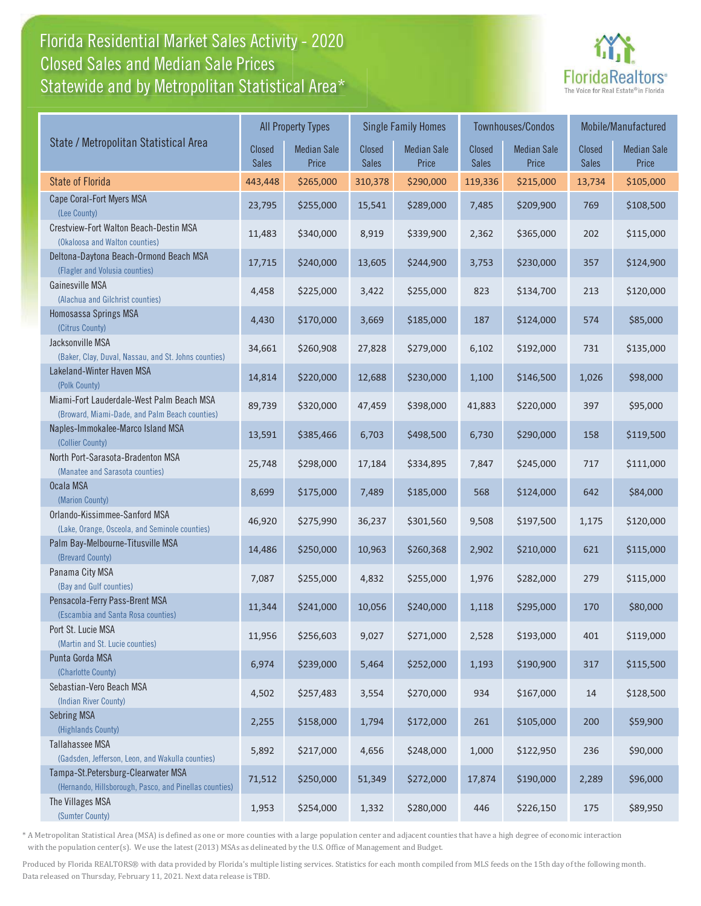# Florida Residential Market Sales Activity - 2020
## Closed Sales and Median Sale Prices
## Statewide and by Metropolitan Statistical Area*

| State / Metropolitan Statistical Area | All Property Types | | Single Family Homes | | Townhouses/Condos | | Mobile/Manufactured | |
|---|---|---|---|---|---|---|---|---|
| | Closed Sales | Median Sale Price | Closed Sales | Median Sale Price | Closed Sales | Median Sale Price | Closed Sales | Median Sale Price |
| State of Florida | 443,448 | $265,000 | 310,378 | $290,000 | 119,336 | $215,000 | 13,734 | $105,000 |
| Cape Coral-Fort Myers MSA (Lee County) | 23,795 | $255,000 | 15,541 | $289,000 | 7,485 | $209,900 | 769 | $108,500 |
| Crestview-Fort Walton Beach-Destin MSA (Okaloosa and Walton counties) | 11,483 | $340,000 | 8,919 | $339,900 | 2,362 | $365,000 | 202 | $115,000 |
| Deltona-Daytona Beach-Ormond Beach MSA (Flagler and Volusia counties) | 17,715 | $240,000 | 13,605 | $244,900 | 3,753 | $230,000 | 357 | $124,900 |
| Gainesville MSA (Alachua and Gilchrist counties) | 4,458 | $225,000 | 3,422 | $255,000 | 823 | $134,700 | 213 | $120,000 |
| Homosassa Springs MSA (Citrus County) | 4,430 | $170,000 | 3,669 | $185,000 | 187 | $124,000 | 574 | $85,000 |
| Jacksonville MSA (Baker, Clay, Duval, Nassau, and St. Johns counties) | 34,661 | $260,908 | 27,828 | $279,000 | 6,102 | $192,000 | 731 | $135,000 |
| Lakeland-Winter Haven MSA (Polk County) | 14,814 | $220,000 | 12,688 | $230,000 | 1,100 | $146,500 | 1,026 | $98,000 |
| Miami-Fort Lauderdale-West Palm Beach MSA (Broward, Miami-Dade, and Palm Beach counties) | 89,739 | $320,000 | 47,459 | $398,000 | 41,883 | $220,000 | 397 | $95,000 |
| Naples-Immokalee-Marco Island MSA (Collier County) | 13,591 | $385,466 | 6,703 | $498,500 | 6,730 | $290,000 | 158 | $119,500 |
| North Port-Sarasota-Bradenton MSA (Manatee and Sarasota counties) | 25,748 | $298,000 | 17,184 | $334,895 | 7,847 | $245,000 | 717 | $111,000 |
| Ocala MSA (Marion County) | 8,699 | $175,000 | 7,489 | $185,000 | 568 | $124,000 | 642 | $84,000 |
| Orlando-Kissimmee-Sanford MSA (Lake, Orange, Osceola, and Seminole counties) | 46,920 | $275,990 | 36,237 | $301,560 | 9,508 | $197,500 | 1,175 | $120,000 |
| Palm Bay-Melbourne-Titusville MSA (Brevard County) | 14,486 | $250,000 | 10,963 | $260,368 | 2,902 | $210,000 | 621 | $115,000 |
| Panama City MSA (Bay and Gulf counties) | 7,087 | $255,000 | 4,832 | $255,000 | 1,976 | $282,000 | 279 | $115,000 |
| Pensacola-Ferry Pass-Brent MSA (Escambia and Santa Rosa counties) | 11,344 | $241,000 | 10,056 | $240,000 | 1,118 | $295,000 | 170 | $80,000 |
| Port St. Lucie MSA (Martin and St. Lucie counties) | 11,956 | $256,603 | 9,027 | $271,000 | 2,528 | $193,000 | 401 | $119,000 |
| Punta Gorda MSA (Charlotte County) | 6,974 | $239,000 | 5,464 | $252,000 | 1,193 | $190,900 | 317 | $115,500 |
| Sebastian-Vero Beach MSA (Indian River County) | 4,502 | $257,483 | 3,554 | $270,000 | 934 | $167,000 | 14 | $128,500 |
| Sebring MSA (Highlands County) | 2,255 | $158,000 | 1,794 | $172,000 | 261 | $105,000 | 200 | $59,900 |
| Tallahassee MSA (Gadsden, Jefferson, Leon, and Wakulla counties) | 5,892 | $217,000 | 4,656 | $248,000 | 1,000 | $122,950 | 236 | $90,000 |
| Tampa-St.Petersburg-Clearwater MSA (Hernando, Hillsborough, Pasco, and Pinellas counties) | 71,512 | $250,000 | 51,349 | $272,000 | 17,874 | $190,000 | 2,289 | $96,000 |
| The Villages MSA (Sumter County) | 1,953 | $254,000 | 1,332 | $280,000 | 446 | $226,150 | 175 | $89,950 |

\* A Metropolitan Statistical Area (MSA) is defined as one or more counties with a large population center and adjacent counties that have a high degree of economic interaction with the population center(s). We use the latest (2013) MSAs as delineated by the U.S. Office of Management and Budget.

Produced by Florida REALTORS® with data provided by Florida's multiple listing services. Statistics for each month compiled from MLS feeds on the 15th day of the following month. Data released on Thursday, February 11, 2021. Next data release is TBD.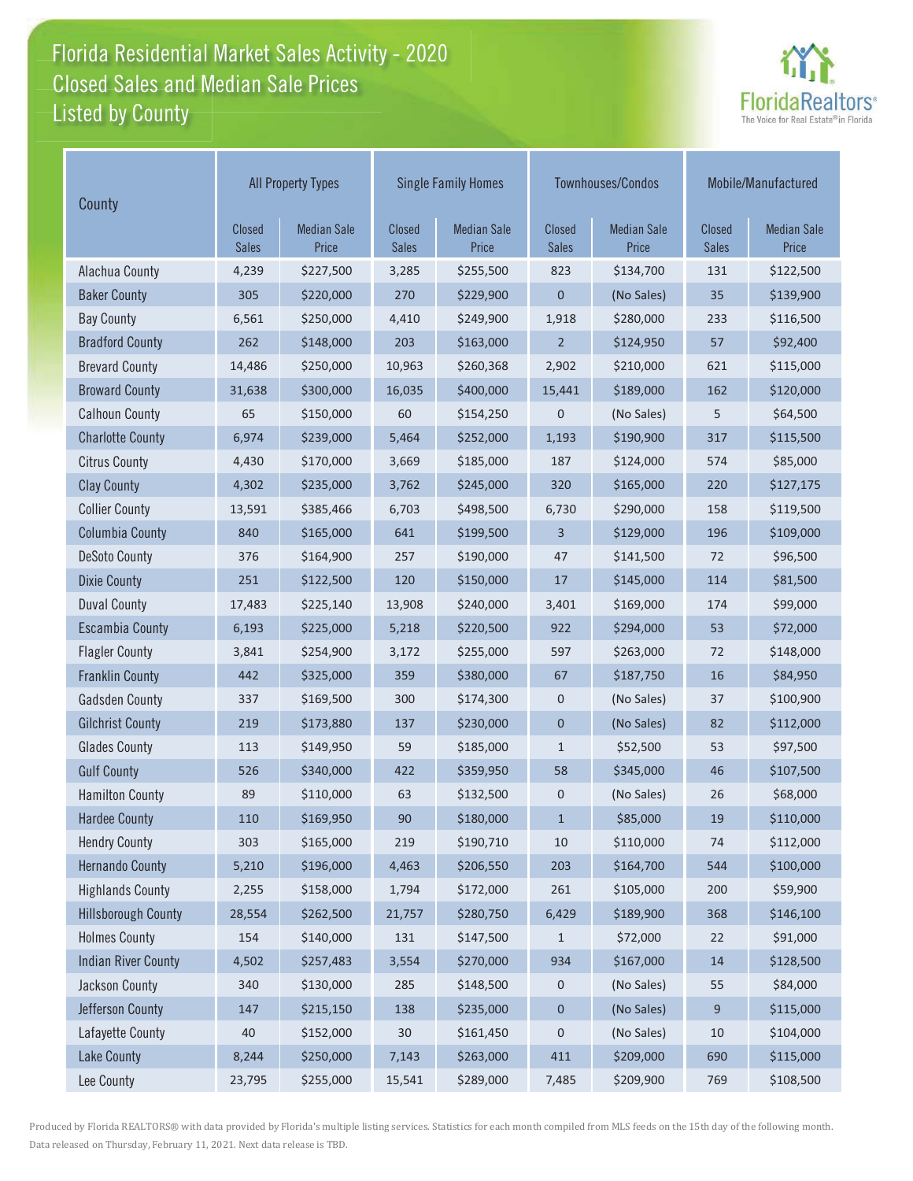# Florida Residential Market Sales Activity - 2020
## Closed Sales and Median Sale Prices
## Listed by County

| County | All Property Types | | Single Family Homes | | Townhouses/Condos | | Mobile/Manufactured | |
|---|---|---|---|---|---|---|---|---|
| | Closed Sales | Median Sale Price | Closed Sales | Median Sale Price | Closed Sales | Median Sale Price | Closed Sales | Median Sale Price |
| Alachua County | 4,239 | $227,500 | 3,285 | $255,500 | 823 | $134,700 | 131 | $122,500 |
| Baker County | 305 | $220,000 | 270 | $229,900 | 0 | (No Sales) | 35 | $139,900 |
| Bay County | 6,561 | $250,000 | 4,410 | $249,900 | 1,918 | $280,000 | 233 | $116,500 |
| Bradford County | 262 | $148,000 | 203 | $163,000 | 2 | $124,950 | 57 | $92,400 |
| Brevard County | 14,486 | $250,000 | 10,963 | $260,368 | 2,902 | $210,000 | 621 | $115,000 |
| Broward County | 31,638 | $300,000 | 16,035 | $400,000 | 15,441 | $189,000 | 162 | $120,000 |
| Calhoun County | 65 | $150,000 | 60 | $154,250 | 0 | (No Sales) | 5 | $64,500 |
| Charlotte County | 6,974 | $239,000 | 5,464 | $252,000 | 1,193 | $190,900 | 317 | $115,500 |
| Citrus County | 4,430 | $170,000 | 3,669 | $185,000 | 187 | $124,000 | 574 | $85,000 |
| Clay County | 4,302 | $235,000 | 3,762 | $245,000 | 320 | $165,000 | 220 | $127,175 |
| Collier County | 13,591 | $385,466 | 6,703 | $498,500 | 6,730 | $290,000 | 158 | $119,500 |
| Columbia County | 840 | $165,000 | 641 | $199,500 | 3 | $129,000 | 196 | $109,000 |
| DeSoto County | 376 | $164,900 | 257 | $190,000 | 47 | $141,500 | 72 | $96,500 |
| Dixie County | 251 | $122,500 | 120 | $150,000 | 17 | $145,000 | 114 | $81,500 |
| Duval County | 17,483 | $225,140 | 13,908 | $240,000 | 3,401 | $169,000 | 174 | $99,000 |
| Escambia County | 6,193 | $225,000 | 5,218 | $220,500 | 922 | $294,000 | 53 | $72,000 |
| Flagler County | 3,841 | $254,900 | 3,172 | $255,000 | 597 | $263,000 | 72 | $148,000 |
| Franklin County | 442 | $325,000 | 359 | $380,000 | 67 | $187,750 | 16 | $84,950 |
| Gadsden County | 337 | $169,500 | 300 | $174,300 | 0 | (No Sales) | 37 | $100,900 |
| Gilchrist County | 219 | $173,880 | 137 | $230,000 | 0 | (No Sales) | 82 | $112,000 |
| Glades County | 113 | $149,950 | 59 | $185,000 | 1 | $52,500 | 53 | $97,500 |
| Gulf County | 526 | $340,000 | 422 | $359,950 | 58 | $345,000 | 46 | $107,500 |
| Hamilton County | 89 | $110,000 | 63 | $132,500 | 0 | (No Sales) | 26 | $68,000 |
| Hardee County | 110 | $169,950 | 90 | $180,000 | 1 | $85,000 | 19 | $110,000 |
| Hendry County | 303 | $165,000 | 219 | $190,710 | 10 | $110,000 | 74 | $112,000 |
| Hernando County | 5,210 | $196,000 | 4,463 | $206,550 | 203 | $164,700 | 544 | $100,000 |
| Highlands County | 2,255 | $158,000 | 1,794 | $172,000 | 261 | $105,000 | 200 | $59,900 |
| Hillsborough County | 28,554 | $262,500 | 21,757 | $280,750 | 6,429 | $189,900 | 368 | $146,100 |
| Holmes County | 154 | $140,000 | 131 | $147,500 | 1 | $72,000 | 22 | $91,000 |
| Indian River County | 4,502 | $257,483 | 3,554 | $270,000 | 934 | $167,000 | 14 | $128,500 |
| Jackson County | 340 | $130,000 | 285 | $148,500 | 0 | (No Sales) | 55 | $84,000 |
| Jefferson County | 147 | $215,150 | 138 | $235,000 | 0 | (No Sales) | 9 | $115,000 |
| Lafayette County | 40 | $152,000 | 30 | $161,450 | 0 | (No Sales) | 10 | $104,000 |
| Lake County | 8,244 | $250,000 | 7,143 | $263,000 | 411 | $209,000 | 690 | $115,000 |
| Lee County | 23,795 | $255,000 | 15,541 | $289,000 | 7,485 | $209,900 | 769 | $108,500 |

Produced by Florida REALTORS® with data provided by Florida's multiple listing services. Statistics for each month compiled from MLS feeds on the 15th day of the following month. Data released on Thursday, February 11, 2021. Next data release is TBD.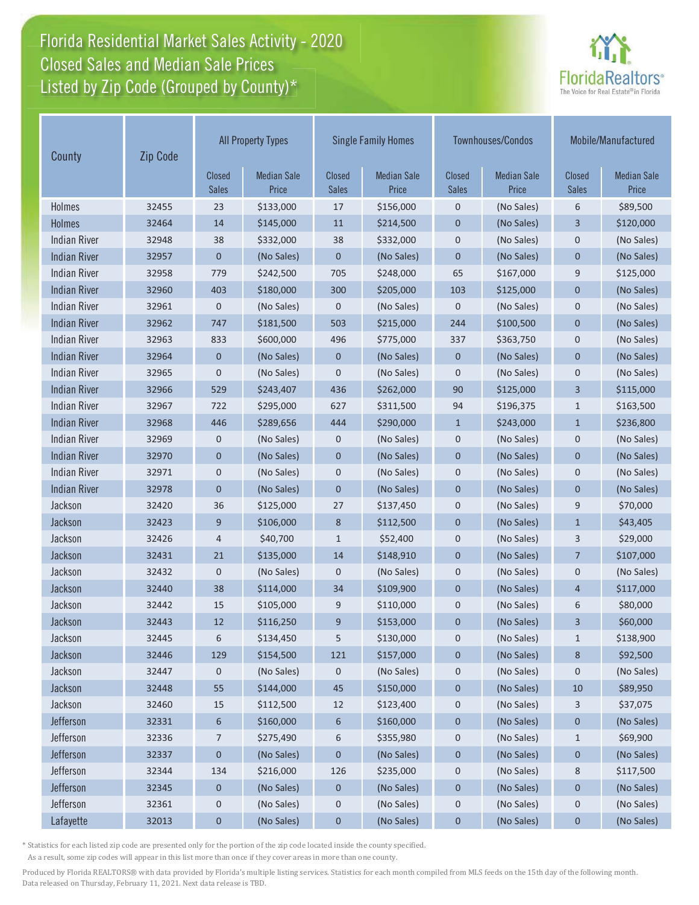# Florida Residential Market Sales Activity - 2020
## Closed Sales and Median Sale Prices
## Listed by Zip Code (Grouped by County)*

| County | Zip Code | All Property Types | | Single Family Homes | | Townhouses/Condos | | Mobile/Manufactured | |
|---|---|---|---|---|---|---|---|---|---|
| | | Closed Sales | Median Sale Price | Closed Sales | Median Sale Price | Closed Sales | Median Sale Price | Closed Sales | Median Sale Price |
| Holmes | 32455 | 23 | $133,000 | 17 | $156,000 | 0 | (No Sales) | 6 | $89,500 |
| Holmes | 32464 | 14 | $145,000 | 11 | $214,500 | 0 | (No Sales) | 3 | $120,000 |
| Indian River | 32948 | 38 | $332,000 | 38 | $332,000 | 0 | (No Sales) | 0 | (No Sales) |
| Indian River | 32957 | 0 | (No Sales) | 0 | (No Sales) | 0 | (No Sales) | 0 | (No Sales) |
| Indian River | 32958 | 779 | $242,500 | 705 | $248,000 | 65 | $167,000 | 9 | $125,000 |
| Indian River | 32960 | 403 | $180,000 | 300 | $205,000 | 103 | $125,000 | 0 | (No Sales) |
| Indian River | 32961 | 0 | (No Sales) | 0 | (No Sales) | 0 | (No Sales) | 0 | (No Sales) |
| Indian River | 32962 | 747 | $181,500 | 503 | $215,000 | 244 | $100,500 | 0 | (No Sales) |
| Indian River | 32963 | 833 | $600,000 | 496 | $775,000 | 337 | $363,750 | 0 | (No Sales) |
| Indian River | 32964 | 0 | (No Sales) | 0 | (No Sales) | 0 | (No Sales) | 0 | (No Sales) |
| Indian River | 32965 | 0 | (No Sales) | 0 | (No Sales) | 0 | (No Sales) | 0 | (No Sales) |
| Indian River | 32966 | 529 | $243,407 | 436 | $262,000 | 90 | $125,000 | 3 | $115,000 |
| Indian River | 32967 | 722 | $295,000 | 627 | $311,500 | 94 | $196,375 | 1 | $163,500 |
| Indian River | 32968 | 446 | $289,656 | 444 | $290,000 | 1 | $243,000 | 1 | $236,800 |
| Indian River | 32969 | 0 | (No Sales) | 0 | (No Sales) | 0 | (No Sales) | 0 | (No Sales) |
| Indian River | 32970 | 0 | (No Sales) | 0 | (No Sales) | 0 | (No Sales) | 0 | (No Sales) |
| Indian River | 32971 | 0 | (No Sales) | 0 | (No Sales) | 0 | (No Sales) | 0 | (No Sales) |
| Indian River | 32978 | 0 | (No Sales) | 0 | (No Sales) | 0 | (No Sales) | 0 | (No Sales) |
| Jackson | 32420 | 36 | $125,000 | 27 | $137,450 | 0 | (No Sales) | 9 | $70,000 |
| Jackson | 32423 | 9 | $106,000 | 8 | $112,500 | 0 | (No Sales) | 1 | $43,405 |
| Jackson | 32426 | 4 | $40,700 | 1 | $52,400 | 0 | (No Sales) | 3 | $29,000 |
| Jackson | 32431 | 21 | $135,000 | 14 | $148,910 | 0 | (No Sales) | 7 | $107,000 |
| Jackson | 32432 | 0 | (No Sales) | 0 | (No Sales) | 0 | (No Sales) | 0 | (No Sales) |
| Jackson | 32440 | 38 | $114,000 | 34 | $109,900 | 0 | (No Sales) | 4 | $117,000 |
| Jackson | 32442 | 15 | $105,000 | 9 | $110,000 | 0 | (No Sales) | 6 | $80,000 |
| Jackson | 32443 | 12 | $116,250 | 9 | $153,000 | 0 | (No Sales) | 3 | $60,000 |
| Jackson | 32445 | 6 | $134,450 | 5 | $130,000 | 0 | (No Sales) | 1 | $138,900 |
| Jackson | 32446 | 129 | $154,500 | 121 | $157,000 | 0 | (No Sales) | 8 | $92,500 |
| Jackson | 32447 | 0 | (No Sales) | 0 | (No Sales) | 0 | (No Sales) | 0 | (No Sales) |
| Jackson | 32448 | 55 | $144,000 | 45 | $150,000 | 0 | (No Sales) | 10 | $89,950 |
| Jackson | 32460 | 15 | $112,500 | 12 | $123,400 | 0 | (No Sales) | 3 | $37,075 |
| Jefferson | 32331 | 6 | $160,000 | 6 | $160,000 | 0 | (No Sales) | 0 | (No Sales) |
| Jefferson | 32336 | 7 | $275,490 | 6 | $355,980 | 0 | (No Sales) | 1 | $69,900 |
| Jefferson | 32337 | 0 | (No Sales) | 0 | (No Sales) | 0 | (No Sales) | 0 | (No Sales) |
| Jefferson | 32344 | 134 | $216,000 | 126 | $235,000 | 0 | (No Sales) | 8 | $117,500 |
| Jefferson | 32345 | 0 | (No Sales) | 0 | (No Sales) | 0 | (No Sales) | 0 | (No Sales) |
| Jefferson | 32361 | 0 | (No Sales) | 0 | (No Sales) | 0 | (No Sales) | 0 | (No Sales) |
| Lafayette | 32013 | 0 | (No Sales) | 0 | (No Sales) | 0 | (No Sales) | 0 | (No Sales) |

* Statistics for each listed zip code are presented only for the portion of the zip code located inside the county specified. As a result, some zip codes will appear in this list more than once if they cover areas in more than one county.

Produced by Florida REALTORS® with data provided by Florida's multiple listing services. Statistics for each month compiled from MLS feeds on the 15th day of the following month. Data released on Thursday, February 11, 2021. Next data release is TBD.